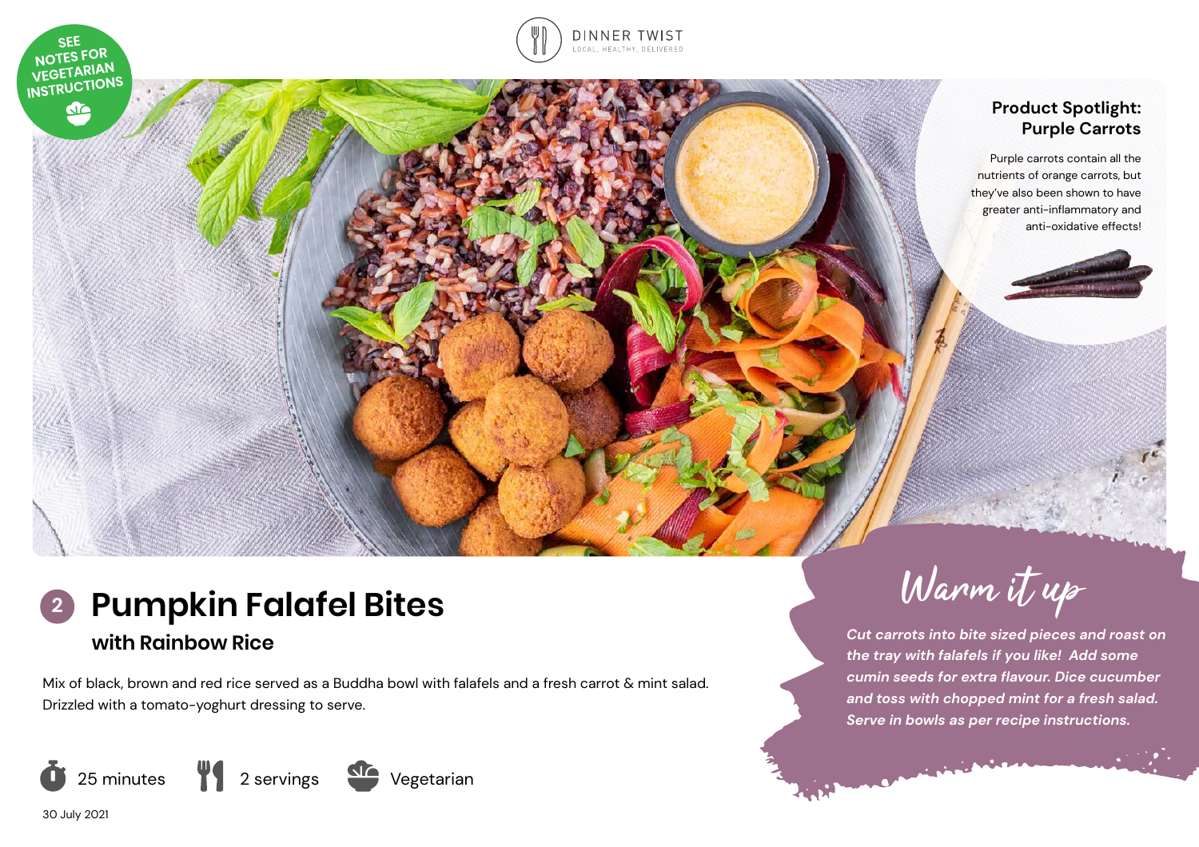SEE NOTES FOR VEGETARIAN INSTRUCTIONS

DINNER TWIST
LOCAL, HEALTHY, DELIVERED

## Product Spotlight: Purple Carrots

Purple carrots contain all the nutrients of orange carrots, but they've also been shown to have greater anti-inflammatory and anti-oxidative effects!

# 2 Pumpkin Falafel Bites

## with Rainbow Rice

Mix of black, brown and red rice served as a Buddha bowl with falafels and a fresh carrot & mint salad. Drizzled with a tomato-yoghurt dressing to serve.

25 minutes | 2 servings | Vegetarian

30 July 2021

## Warm it up

*Cut carrots into bite sized pieces and roast on the tray with falafels if you like! Add some cumin seeds for extra flavour. Dice cucumber and toss with chopped mint for a fresh salad. Serve in bowls as per recipe instructions.*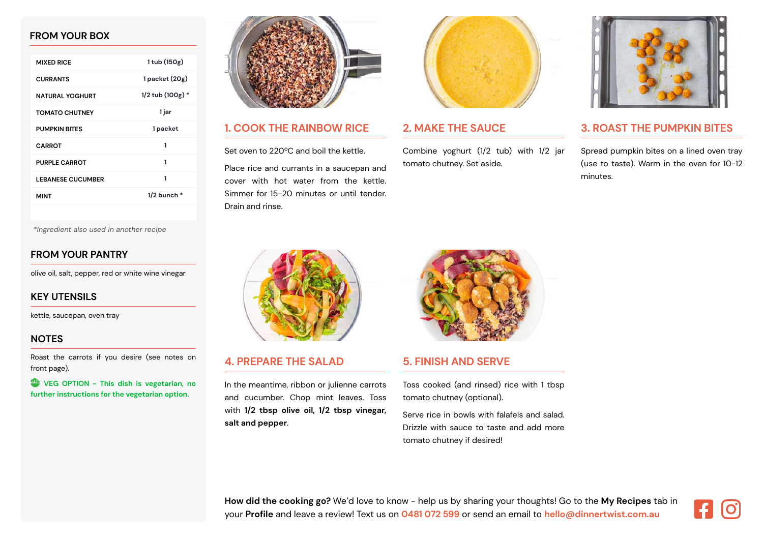## FROM YOUR BOX

| | |
|---|---|
| MIXED RICE | 1 tub (150g) |
| CURRANTS | 1 packet (20g) |
| NATURAL YOGHURT | 1/2 tub (100g) * |
| TOMATO CHUTNEY | 1 jar |
| PUMPKIN BITES | 1 packet |
| CARROT | 1 |
| PURPLE CARROT | 1 |
| LEBANESE CUCUMBER | 1 |
| MINT | 1/2 bunch * |

*Ingredient also used in another recipe*

## FROM YOUR PANTRY

olive oil, salt, pepper, red or white wine vinegar

## KEY UTENSILS

kettle, saucepan, oven tray

## NOTES

Roast the carrots if you desire (see notes on front page).

VEG OPTION - This dish is vegetarian, no further instructions for the vegetarian option.

## 1. COOK THE RAINBOW RICE

Set oven to 220°C and boil the kettle.

Place rice and currants in a saucepan and cover with hot water from the kettle. Simmer for 15-20 minutes or until tender. Drain and rinse.

## 2. MAKE THE SAUCE

Combine yoghurt (1/2 tub) with 1/2 jar tomato chutney. Set aside.

## 3. ROAST THE PUMPKIN BITES

Spread pumpkin bites on a lined oven tray (use to taste). Warm in the oven for 10-12 minutes.

## 4. PREPARE THE SALAD

In the meantime, ribbon or julienne carrots and cucumber. Chop mint leaves. Toss with **1/2 tbsp olive oil, 1/2 tbsp vinegar, salt and pepper**.

## 5. FINISH AND SERVE

Toss cooked (and rinsed) rice with 1 tbsp tomato chutney (optional).

Serve rice in bowls with falafels and salad. Drizzle with sauce to taste and add more tomato chutney if desired!

**How did the cooking go?** We'd love to know - help us by sharing your thoughts! Go to the **My Recipes** tab in your **Profile** and leave a review! Text us on 0481 072 599 or send an email to hello@dinnertwist.com.au